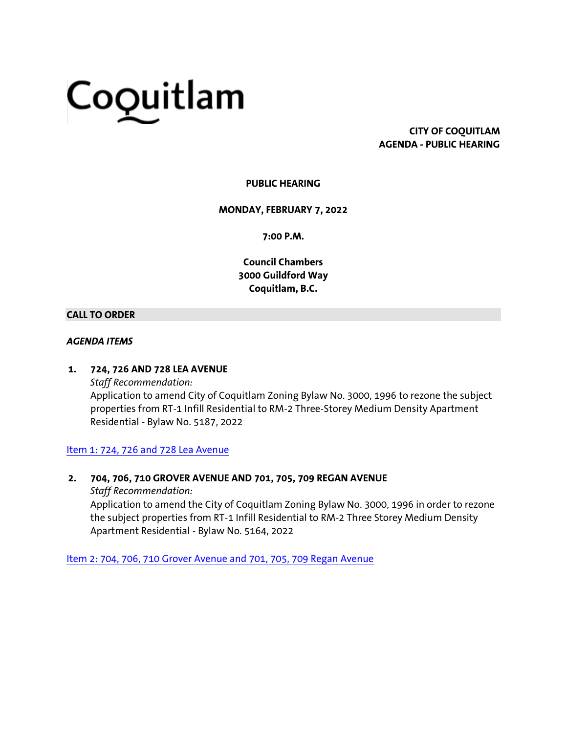Coquitlam

**CITY OF COQUITLAM**
**AGENDA - PUBLIC HEARING**

**PUBLIC HEARING**

**MONDAY, FEBRUARY 7, 2022**

**7:00 P.M.**

**Council Chambers**
**3000 Guildford Way**
**Coquitlam, B.C.**

## CALL TO ORDER

***AGENDA ITEMS***

1. **724, 726 AND 728 LEA AVENUE**
   *Staff Recommendation:*
   Application to amend City of Coquitlam Zoning Bylaw No. 3000, 1996 to rezone the subject properties from RT-1 Infill Residential to RM-2 Three-Storey Medium Density Apartment Residential - Bylaw No. 5187, 2022

Item 1: 724, 726 and 728 Lea Avenue

2. **704, 706, 710 GROVER AVENUE AND 701, 705, 709 REGAN AVENUE**
   *Staff Recommendation:*
   Application to amend the City of Coquitlam Zoning Bylaw No. 3000, 1996 in order to rezone the subject properties from RT-1 Infill Residential to RM-2 Three Storey Medium Density Apartment Residential - Bylaw No. 5164, 2022

Item 2: 704, 706, 710 Grover Avenue and 701, 705, 709 Regan Avenue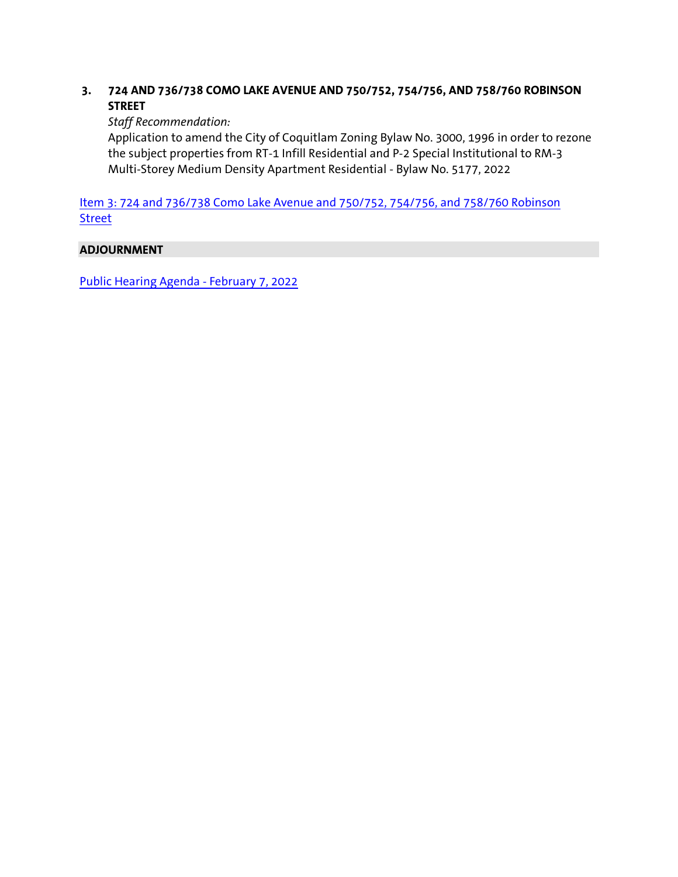**3. 724 AND 736/738 COMO LAKE AVENUE AND 750/752, 754/756, AND 758/760 ROBINSON STREET**

*Staff Recommendation:*

Application to amend the City of Coquitlam Zoning Bylaw No. 3000, 1996 in order to rezone the subject properties from RT-1 Infill Residential and P-2 Special Institutional to RM-3 Multi-Storey Medium Density Apartment Residential - Bylaw No. 5177, 2022

Item 3: 724 and 736/738 Como Lake Avenue and 750/752, 754/756, and 758/760 Robinson Street

**ADJOURNMENT**

Public Hearing Agenda - February 7, 2022